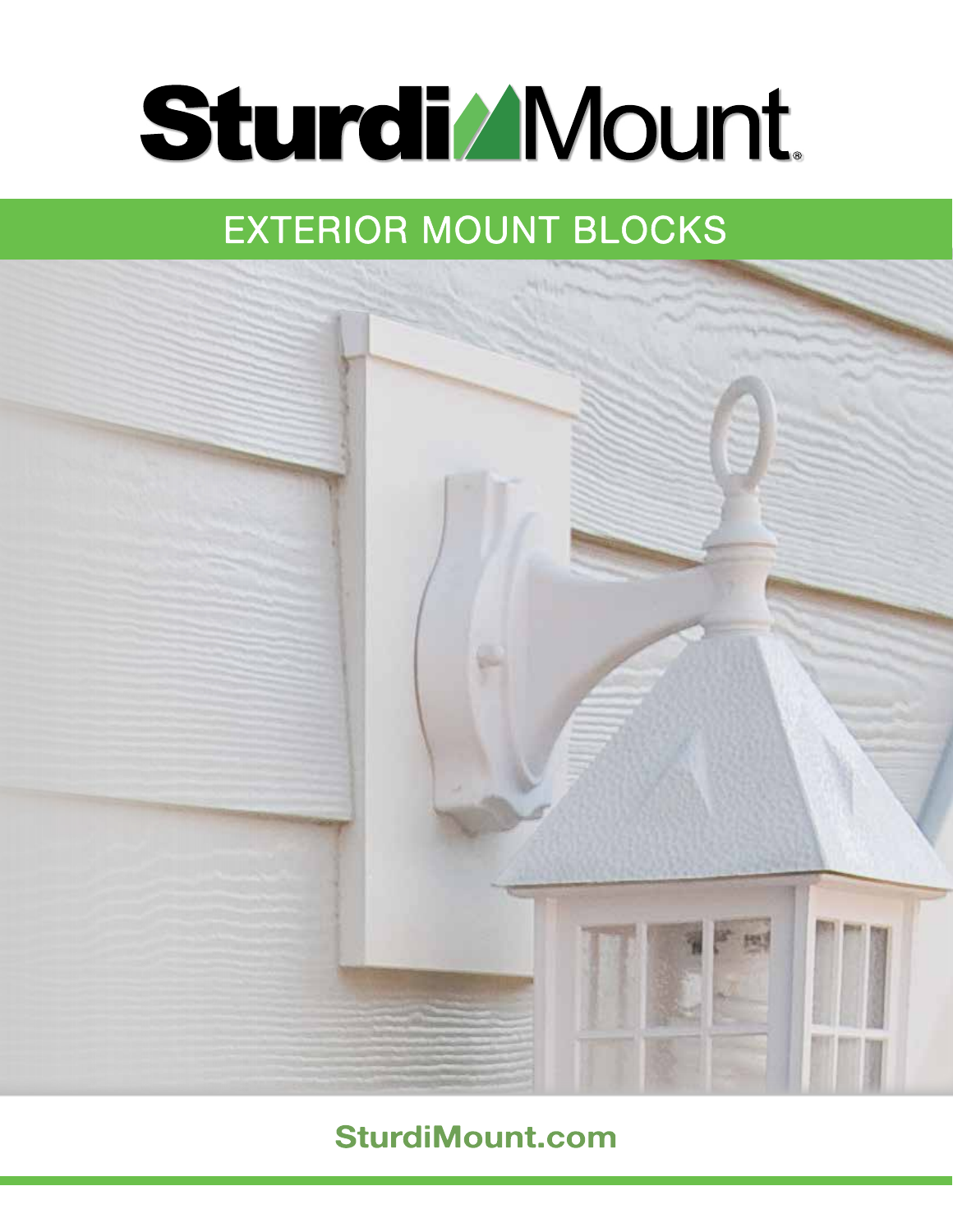# SturdiMount®

## EXTERIOR MOUNT BLOCKS

**SturdiMount.com**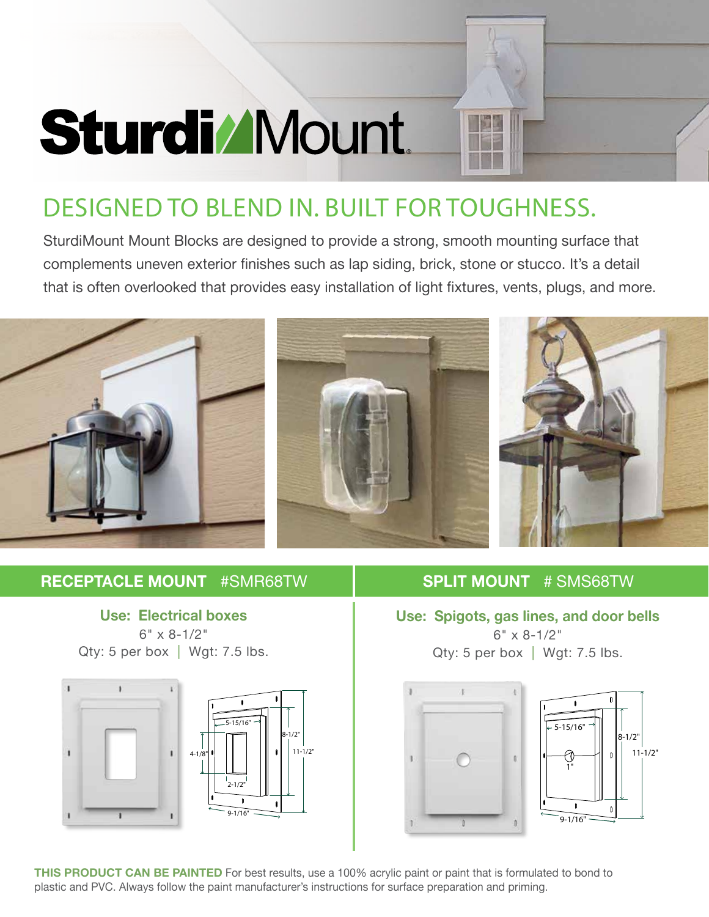# SturdiMount

## DESIGNED TO BLEND IN. BUILT FOR TOUGHNESS.

SturdiMount Mount Blocks are designed to provide a strong, smooth mounting surface that complements uneven exterior finishes such as lap siding, brick, stone or stucco. It's a detail that is often overlooked that provides easy installation of light fixtures, vents, plugs, and more.

### RECEPTACLE MOUNT #SMR68TW

**Use: Electrical boxes**

6" x 8-1/2"

Qty: 5 per box | Wgt: 7.5 lbs.

5-15/16"
8-1/2"
11-1/2"
4-1/8"
2-1/2"
9-1/16"

### SPLIT MOUNT # SMS68TW

**Use: Spigots, gas lines, and door bells**

6" x 8-1/2"

Qty: 5 per box | Wgt: 7.5 lbs.

5-15/16"
8-1/2"
11-1/2"
1"
9-1/16"

**THIS PRODUCT CAN BE PAINTED** For best results, use a 100% acrylic paint or paint that is formulated to bond to plastic and PVC. Always follow the paint manufacturer's instructions for surface preparation and priming.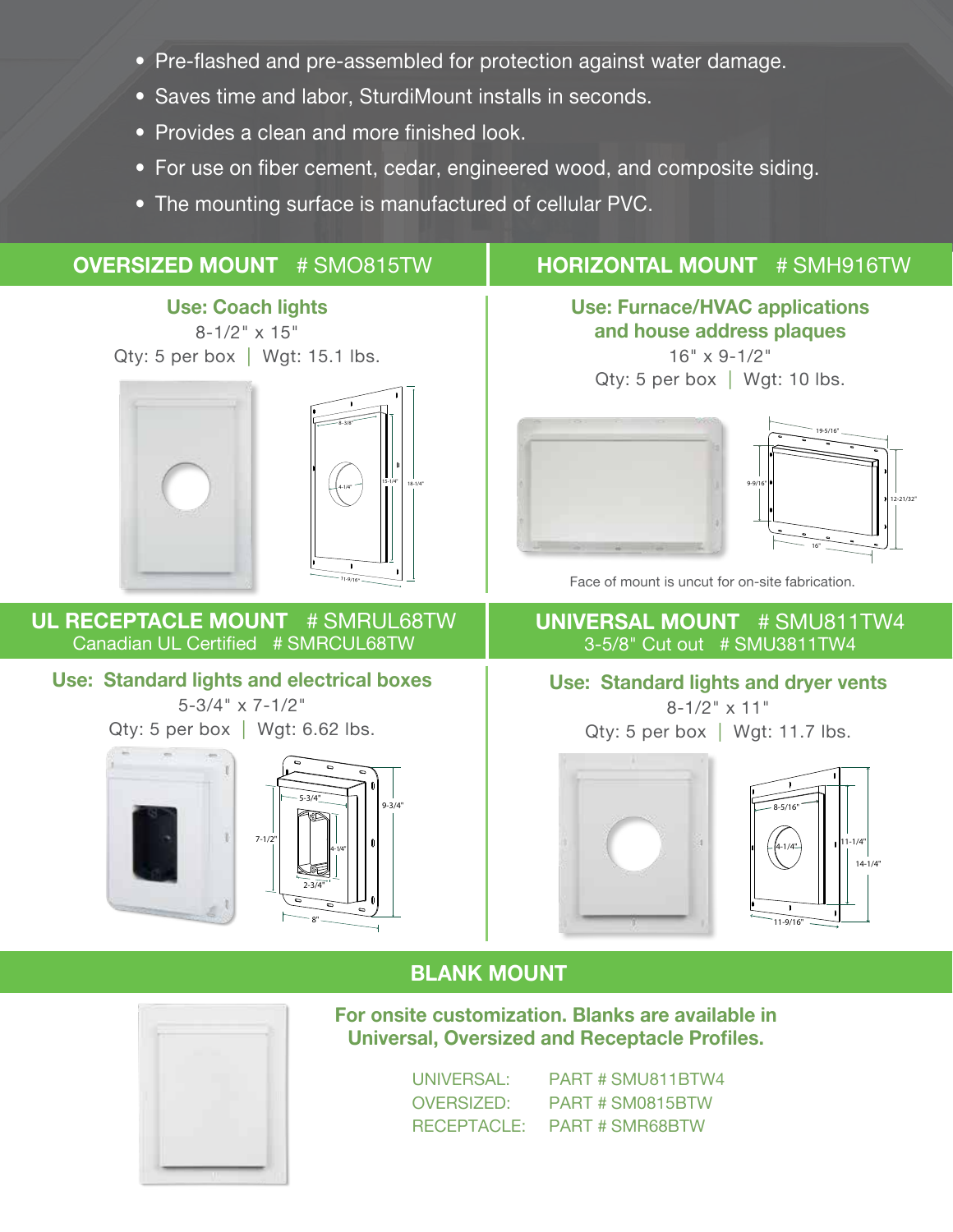- Pre-flashed and pre-assembled for protection against water damage.
- Saves time and labor, SturdiMount installs in seconds.
- Provides a clean and more finished look.
- For use on fiber cement, cedar, engineered wood, and composite siding.
- The mounting surface is manufactured of cellular PVC.

## OVERSIZED MOUNT # SMO815TW

**Use: Coach lights**

8-1/2" x 15"

Qty: 5 per box | Wgt: 15.1 lbs.

## HORIZONTAL MOUNT # SMH916TW

**Use: Furnace/HVAC applications and house address plaques**

16" x 9-1/2"

Qty: 5 per box | Wgt: 10 lbs.

Face of mount is uncut for on-site fabrication.

## UL RECEPTACLE MOUNT # SMRUL68TW

Canadian UL Certified # SMRCUL68TW

**Use: Standard lights and electrical boxes**

5-3/4" x 7-1/2"

Qty: 5 per box | Wgt: 6.62 lbs.

## UNIVERSAL MOUNT # SMU811TW4

3-5/8" Cut out # SMU3811TW4

**Use: Standard lights and dryer vents**

8-1/2" x 11"

Qty: 5 per box | Wgt: 11.7 lbs.

## BLANK MOUNT

**For onsite customization. Blanks are available in Universal, Oversized and Receptacle Profiles.**

| | |
|---|---|
| UNIVERSAL: | PART # SMU811BTW4 |
| OVERSIZED: | PART # SM0815BTW |
| RECEPTACLE: | PART # SMR68BTW |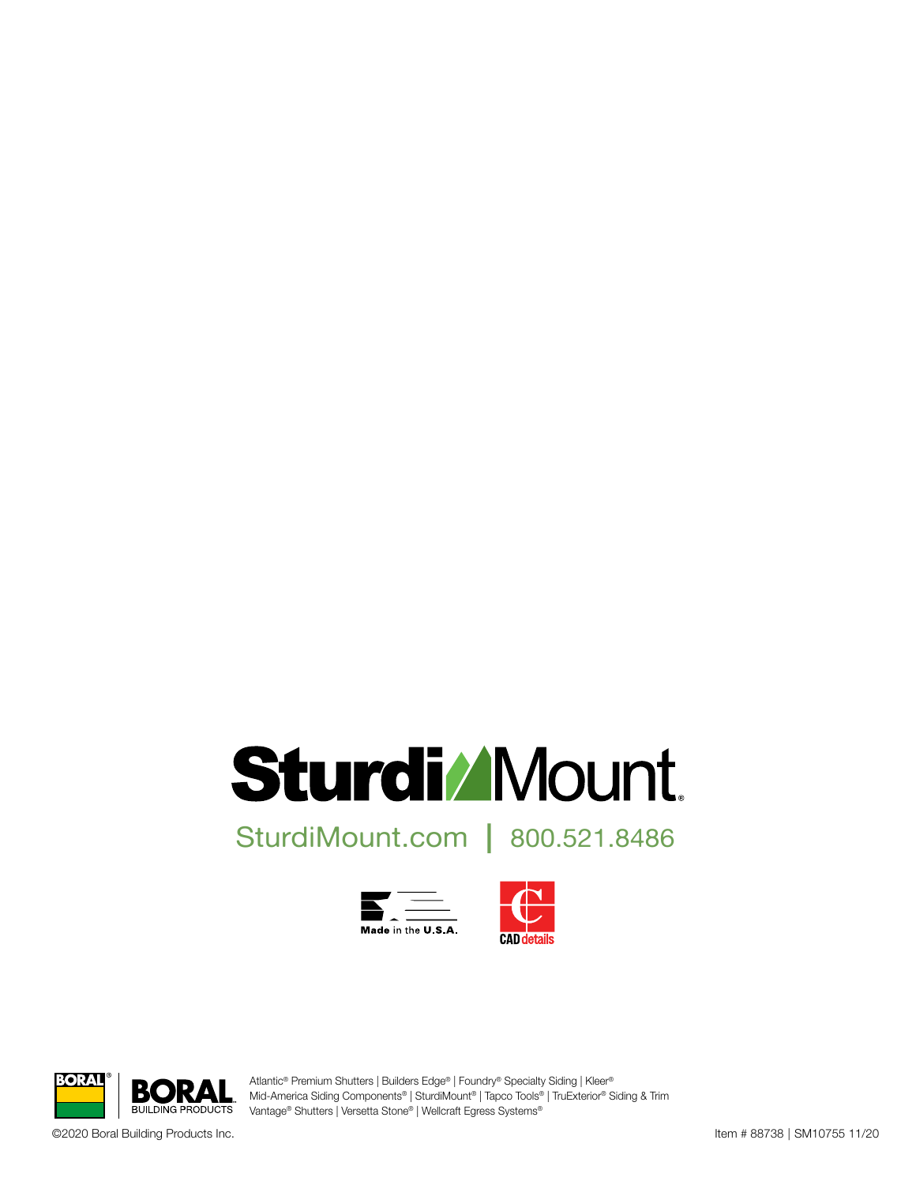SturdiMount

SturdiMount.com | 800.521.8486

Made in the U.S.A.

CAD details

BORAL BUILDING PRODUCTS

Atlantic® Premium Shutters | Builders Edge® | Foundry® Specialty Siding | Kleer®
Mid-America Siding Components® | SturdiMount® | Tapco Tools® | TruExterior® Siding & Trim
Vantage® Shutters | Versetta Stone® | Wellcraft Egress Systems®

©2020 Boral Building Products Inc.

Item # 88738 | SM10755 11/20